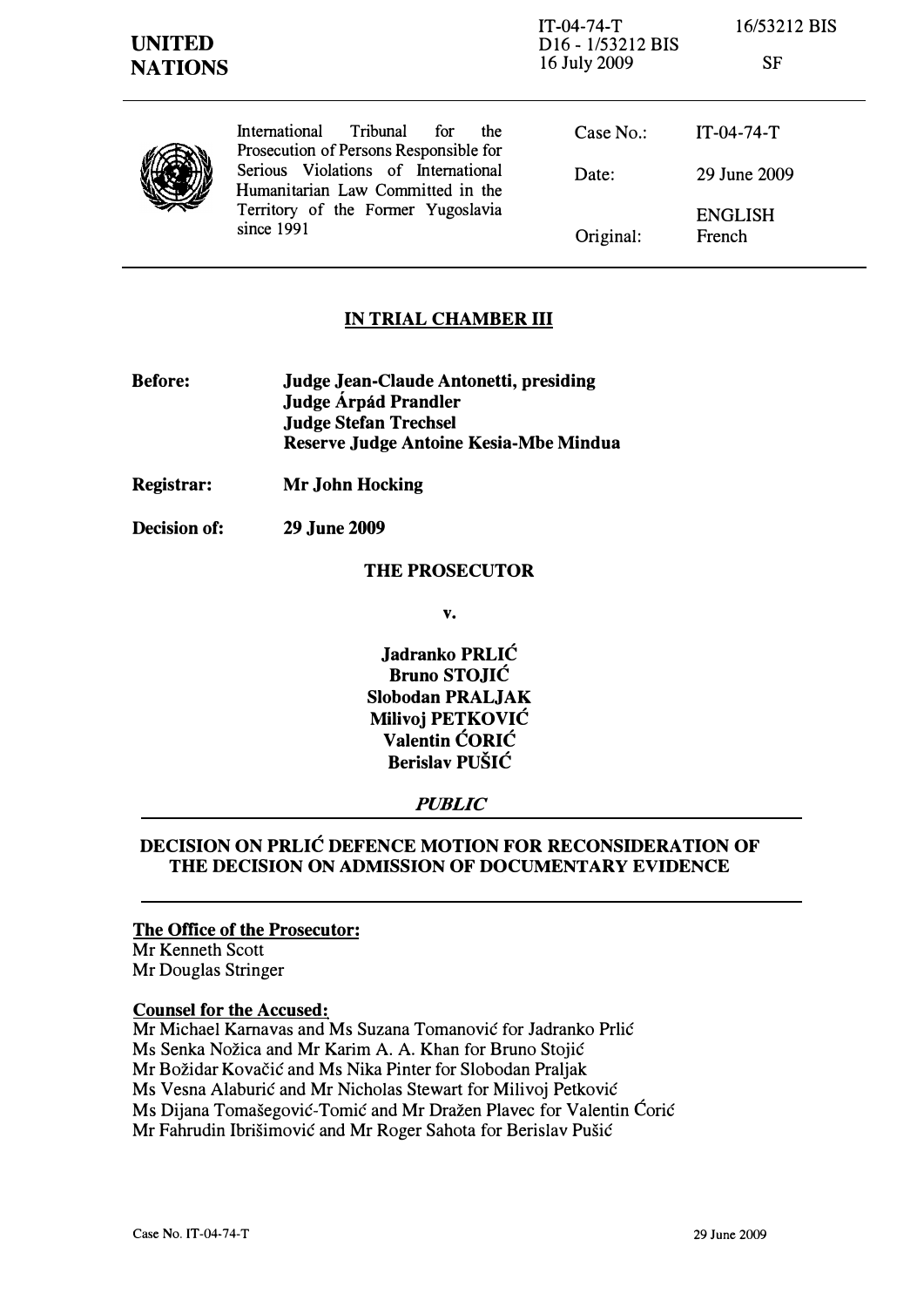**UNITED NATIONS**

IT-04-74-T
D16 - 1/53212 BIS
16 July 2009

16/53212 BIS

SF

International Tribunal for the Prosecution of Persons Responsible for Serious Violations of International Humanitarian Law Committed in the Territory of the Former Yugoslavia since 1991

| | |
|---|---|
| Case No.: | IT-04-74-T |
| Date: | 29 June 2009 |
| Original: | ENGLISH French |

## IN TRIAL CHAMBER III

**Before:** **Judge Jean-Claude Antonetti, presiding**
**Judge Árpád Prandler**
**Judge Stefan Trechsel**
**Reserve Judge Antoine Kesia-Mbe Mindua**

**Registrar:** **Mr John Hocking**

**Decision of:** **29 June 2009**

**THE PROSECUTOR**

**v.**

**Jadranko PRLIĆ**
**Bruno STOJIĆ**
**Slobodan PRALJAK**
**Milivoj PETKOVIĆ**
**Valentin ĆORIĆ**
**Berislav PUŠIĆ**

***PUBLIC***

## DECISION ON PRLIĆ DEFENCE MOTION FOR RECONSIDERATION OF THE DECISION ON ADMISSION OF DOCUMENTARY EVIDENCE

**The Office of the Prosecutor:**
Mr Kenneth Scott
Mr Douglas Stringer

**Counsel for the Accused:**
Mr Michael Karnavas and Ms Suzana Tomanović for Jadranko Prlić
Ms Senka Nožica and Mr Karim A. A. Khan for Bruno Stojić
Mr Božidar Kovačić and Ms Nika Pinter for Slobodan Praljak
Ms Vesna Alaburić and Mr Nicholas Stewart for Milivoj Petković
Ms Dijana Tomašegović-Tomić and Mr Dražen Plavec for Valentin Ćorić
Mr Fahrudin Ibrišimović and Mr Roger Sahota for Berislav Pušić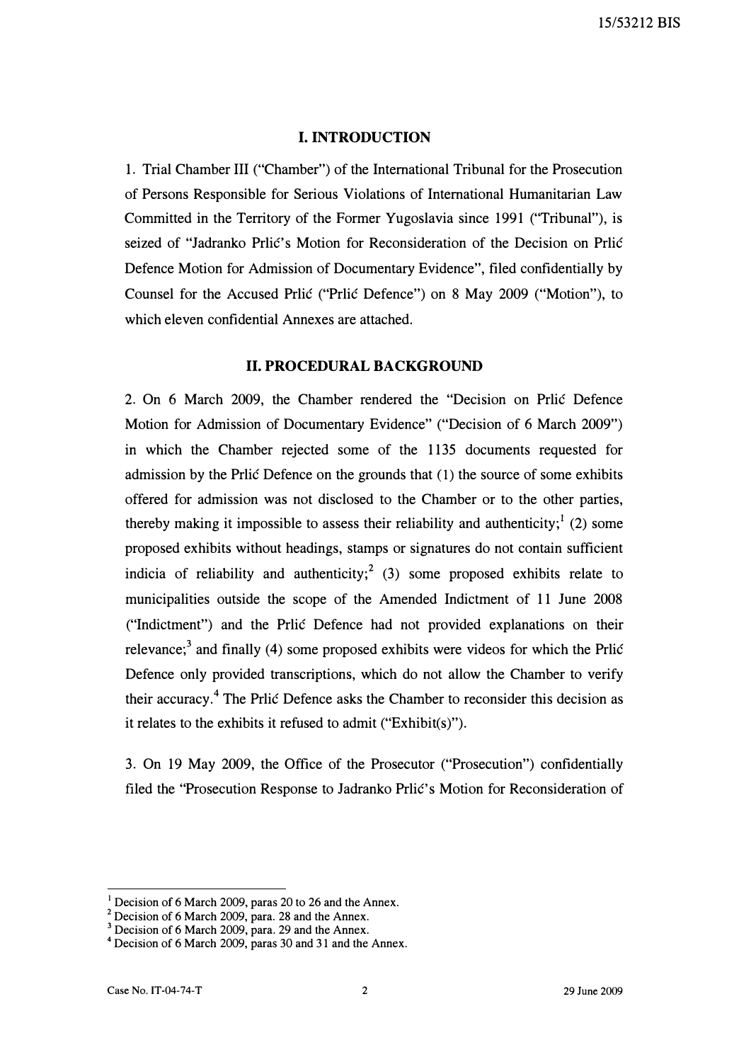## I. INTRODUCTION

1. Trial Chamber III ("Chamber") of the International Tribunal for the Prosecution of Persons Responsible for Serious Violations of International Humanitarian Law Committed in the Territory of the Former Yugoslavia since 1991 ("Tribunal"), is seized of "Jadranko Prlić's Motion for Reconsideration of the Decision on Prlić Defence Motion for Admission of Documentary Evidence", filed confidentially by Counsel for the Accused Prlić ("Prlić Defence") on 8 May 2009 ("Motion"), to which eleven confidential Annexes are attached.

## II. PROCEDURAL BACKGROUND

2. On 6 March 2009, the Chamber rendered the "Decision on Prlić Defence Motion for Admission of Documentary Evidence" ("Decision of 6 March 2009") in which the Chamber rejected some of the 1135 documents requested for admission by the Prlić Defence on the grounds that (1) the source of some exhibits offered for admission was not disclosed to the Chamber or to the other parties, thereby making it impossible to assess their reliability and authenticity;[1] (2) some proposed exhibits without headings, stamps or signatures do not contain sufficient indicia of reliability and authenticity;[2] (3) some proposed exhibits relate to municipalities outside the scope of the Amended Indictment of 11 June 2008 ("Indictment") and the Prlić Defence had not provided explanations on their relevance;[3] and finally (4) some proposed exhibits were videos for which the Prlić Defence only provided transcriptions, which do not allow the Chamber to verify their accuracy.[4] The Prlić Defence asks the Chamber to reconsider this decision as it relates to the exhibits it refused to admit ("Exhibit(s)").

3. On 19 May 2009, the Office of the Prosecutor ("Prosecution") confidentially filed the "Prosecution Response to Jadranko Prlić's Motion for Reconsideration of

---

[1] Decision of 6 March 2009, paras 20 to 26 and the Annex.

[2] Decision of 6 March 2009, para. 28 and the Annex.

[3] Decision of 6 March 2009, para. 29 and the Annex.

[4] Decision of 6 March 2009, paras 30 and 31 and the Annex.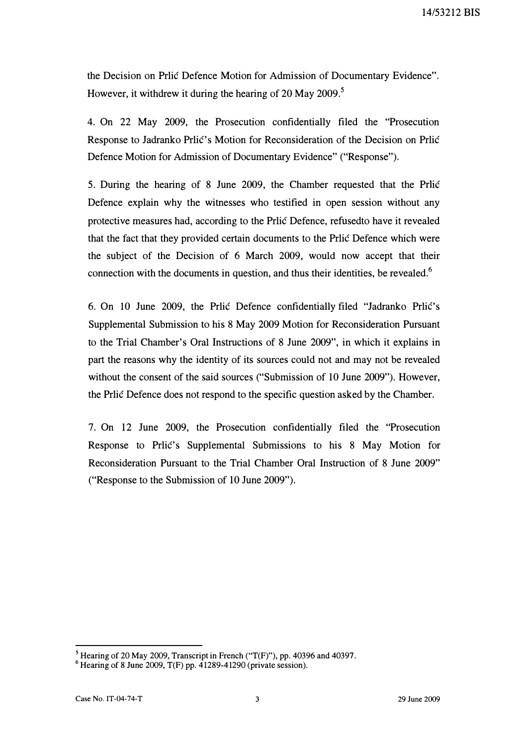the Decision on Prlić Defence Motion for Admission of Documentary Evidence". However, it withdrew it during the hearing of 20 May 2009.[5]

4. On 22 May 2009, the Prosecution confidentially filed the "Prosecution Response to Jadranko Prlić's Motion for Reconsideration of the Decision on Prlić Defence Motion for Admission of Documentary Evidence" ("Response").

5. During the hearing of 8 June 2009, the Chamber requested that the Prlić Defence explain why the witnesses who testified in open session without any protective measures had, according to the Prlić Defence, refusedto have it revealed that the fact that they provided certain documents to the Prlić Defence which were the subject of the Decision of 6 March 2009, would now accept that their connection with the documents in question, and thus their identities, be revealed.[6]

6. On 10 June 2009, the Prlić Defence confidentially filed "Jadranko Prlić's Supplemental Submission to his 8 May 2009 Motion for Reconsideration Pursuant to the Trial Chamber's Oral Instructions of 8 June 2009", in which it explains in part the reasons why the identity of its sources could not and may not be revealed without the consent of the said sources ("Submission of 10 June 2009"). However, the Prlić Defence does not respond to the specific question asked by the Chamber.

7. On 12 June 2009, the Prosecution confidentially filed the "Prosecution Response to Prlić's Supplemental Submissions to his 8 May Motion for Reconsideration Pursuant to the Trial Chamber Oral Instruction of 8 June 2009" ("Response to the Submission of 10 June 2009").

---

[5] Hearing of 20 May 2009, Transcript in French ("T(F)"), pp. 40396 and 40397.

[6] Hearing of 8 June 2009, T(F) pp. 41289-41290 (private session).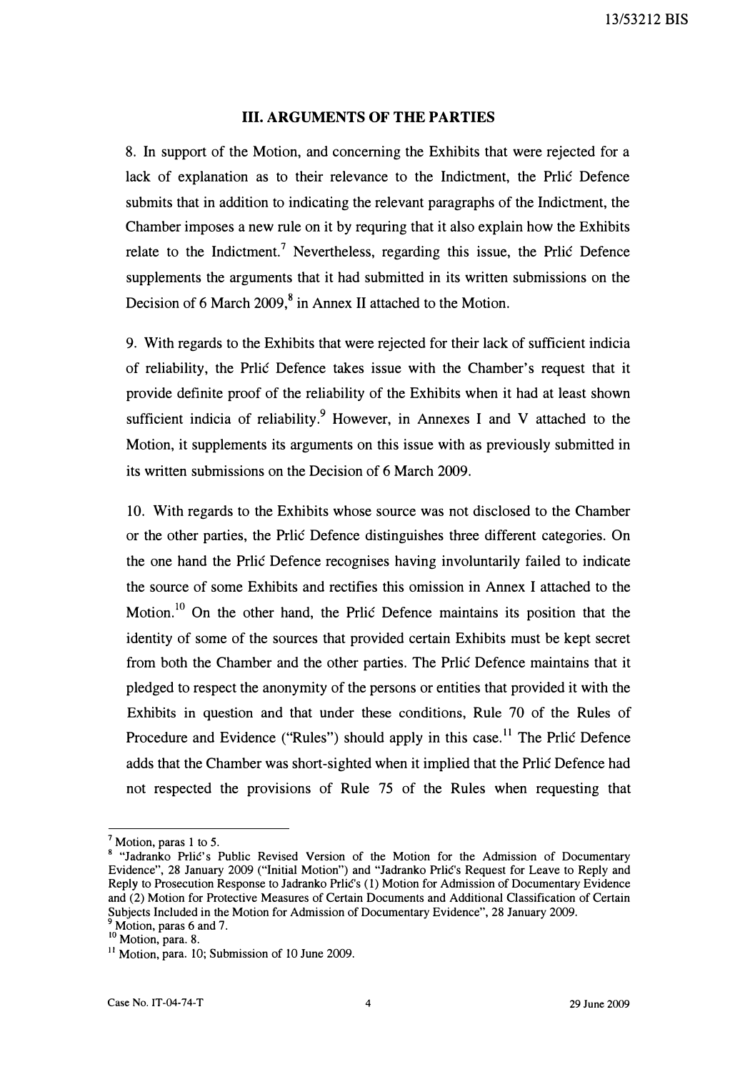### III. ARGUMENTS OF THE PARTIES

8. In support of the Motion, and concerning the Exhibits that were rejected for a lack of explanation as to their relevance to the Indictment, the Prlić Defence submits that in addition to indicating the relevant paragraphs of the Indictment, the Chamber imposes a new rule on it by requring that it also explain how the Exhibits relate to the Indictment.[7] Nevertheless, regarding this issue, the Prlić Defence supplements the arguments that it had submitted in its written submissions on the Decision of 6 March 2009,[8] in Annex II attached to the Motion.

9. With regards to the Exhibits that were rejected for their lack of sufficient indicia of reliability, the Prlić Defence takes issue with the Chamber's request that it provide definite proof of the reliability of the Exhibits when it had at least shown sufficient indicia of reliability.[9] However, in Annexes I and V attached to the Motion, it supplements its arguments on this issue with as previously submitted in its written submissions on the Decision of 6 March 2009.

10. With regards to the Exhibits whose source was not disclosed to the Chamber or the other parties, the Prlić Defence distinguishes three different categories. On the one hand the Prlić Defence recognises having involuntarily failed to indicate the source of some Exhibits and rectifies this omission in Annex I attached to the Motion.[10] On the other hand, the Prlić Defence maintains its position that the identity of some of the sources that provided certain Exhibits must be kept secret from both the Chamber and the other parties. The Prlić Defence maintains that it pledged to respect the anonymity of the persons or entities that provided it with the Exhibits in question and that under these conditions, Rule 70 of the Rules of Procedure and Evidence ("Rules") should apply in this case.[11] The Prlić Defence adds that the Chamber was short-sighted when it implied that the Prlić Defence had not respected the provisions of Rule 75 of the Rules when requesting that

---

[7] Motion, paras 1 to 5.

[8] "Jadranko Prlić's Public Revised Version of the Motion for the Admission of Documentary Evidence", 28 January 2009 ("Initial Motion") and "Jadranko Prlić's Request for Leave to Reply and Reply to Prosecution Response to Jadranko Prlić's (1) Motion for Admission of Documentary Evidence and (2) Motion for Protective Measures of Certain Documents and Additional Classification of Certain Subjects Included in the Motion for Admission of Documentary Evidence", 28 January 2009.

[9] Motion, paras 6 and 7.

[10] Motion, para. 8.

[11] Motion, para. 10; Submission of 10 June 2009.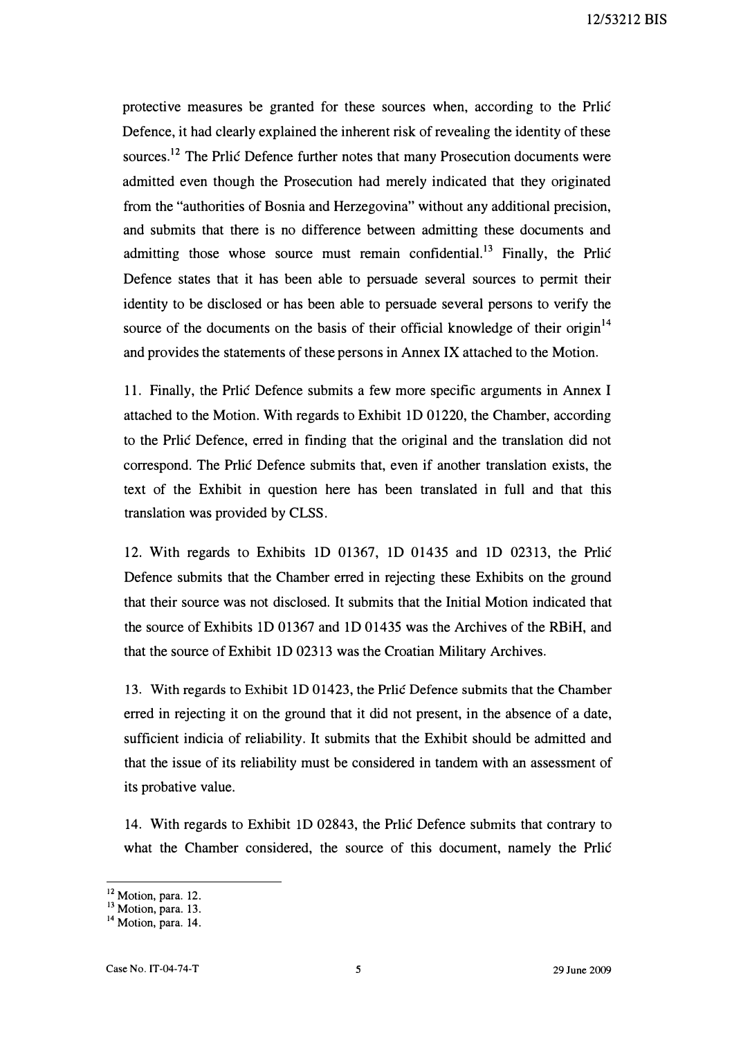protective measures be granted for these sources when, according to the Prlić Defence, it had clearly explained the inherent risk of revealing the identity of these sources.[12] The Prlić Defence further notes that many Prosecution documents were admitted even though the Prosecution had merely indicated that they originated from the "authorities of Bosnia and Herzegovina" without any additional precision, and submits that there is no difference between admitting these documents and admitting those whose source must remain confidential.[13] Finally, the Prlić Defence states that it has been able to persuade several sources to permit their identity to be disclosed or has been able to persuade several persons to verify the source of the documents on the basis of their official knowledge of their origin[14] and provides the statements of these persons in Annex IX attached to the Motion.

11. Finally, the Prlić Defence submits a few more specific arguments in Annex I attached to the Motion. With regards to Exhibit 1D 01220, the Chamber, according to the Prlić Defence, erred in finding that the original and the translation did not correspond. The Prlić Defence submits that, even if another translation exists, the text of the Exhibit in question here has been translated in full and that this translation was provided by CLSS.

12. With regards to Exhibits 1D 01367, 1D 01435 and 1D 02313, the Prlić Defence submits that the Chamber erred in rejecting these Exhibits on the ground that their source was not disclosed. It submits that the Initial Motion indicated that the source of Exhibits 1D 01367 and 1D 01435 was the Archives of the RBiH, and that the source of Exhibit 1D 02313 was the Croatian Military Archives.

13. With regards to Exhibit 1D 01423, the Prlić Defence submits that the Chamber erred in rejecting it on the ground that it did not present, in the absence of a date, sufficient indicia of reliability. It submits that the Exhibit should be admitted and that the issue of its reliability must be considered in tandem with an assessment of its probative value.

14. With regards to Exhibit 1D 02843, the Prlić Defence submits that contrary to what the Chamber considered, the source of this document, namely the Prlić

---

[12] Motion, para. 12.

[13] Motion, para. 13.

[14] Motion, para. 14.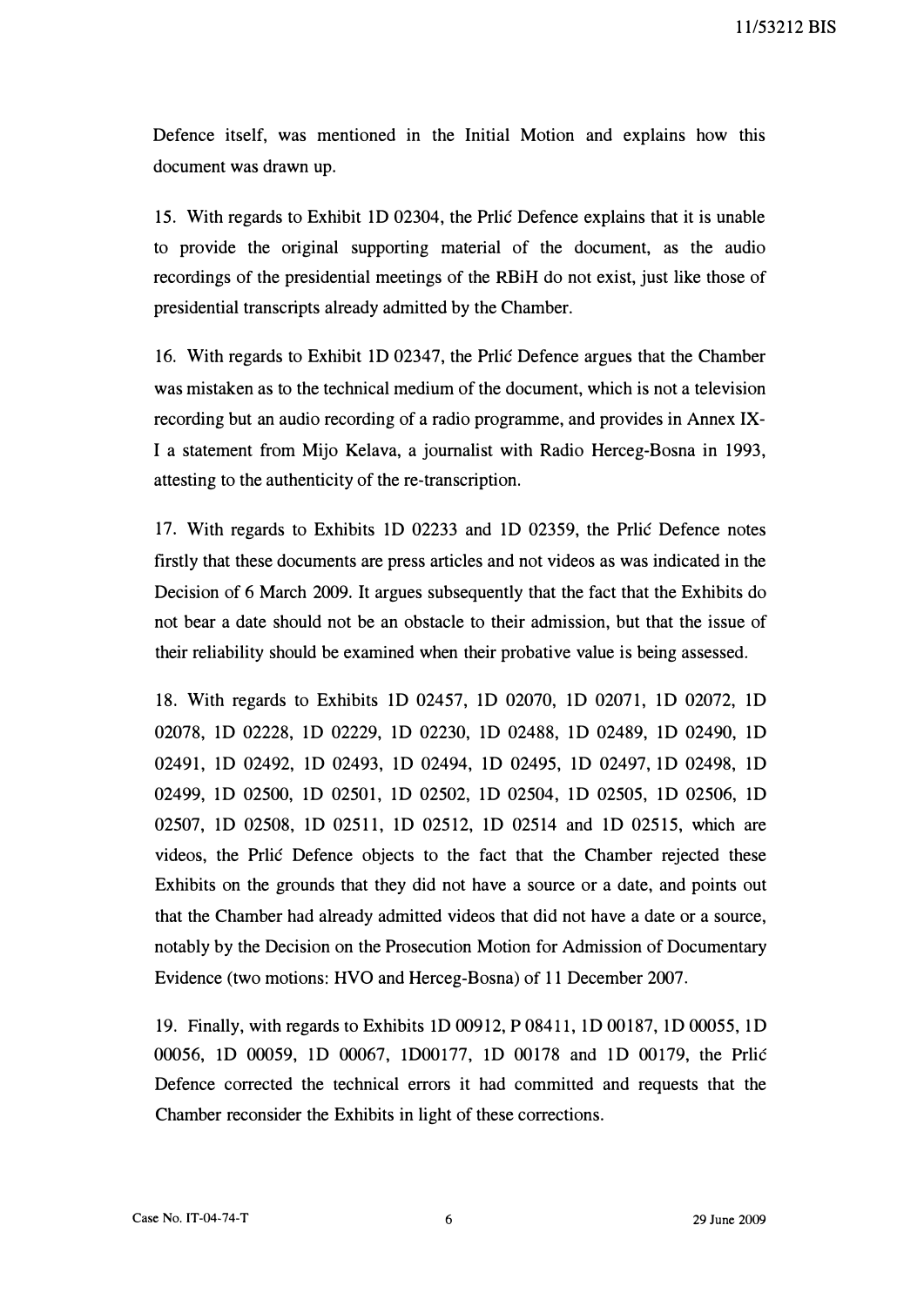Defence itself, was mentioned in the Initial Motion and explains how this document was drawn up.

15. With regards to Exhibit 1D 02304, the Prlić Defence explains that it is unable to provide the original supporting material of the document, as the audio recordings of the presidential meetings of the RBiH do not exist, just like those of presidential transcripts already admitted by the Chamber.

16. With regards to Exhibit 1D 02347, the Prlić Defence argues that the Chamber was mistaken as to the technical medium of the document, which is not a television recording but an audio recording of a radio programme, and provides in Annex IX-I a statement from Mijo Kelava, a journalist with Radio Herceg-Bosna in 1993, attesting to the authenticity of the re-transcription.

17. With regards to Exhibits 1D 02233 and 1D 02359, the Prlić Defence notes firstly that these documents are press articles and not videos as was indicated in the Decision of 6 March 2009. It argues subsequently that the fact that the Exhibits do not bear a date should not be an obstacle to their admission, but that the issue of their reliability should be examined when their probative value is being assessed.

18. With regards to Exhibits 1D 02457, 1D 02070, 1D 02071, 1D 02072, 1D 02078, 1D 02228, 1D 02229, 1D 02230, 1D 02488, 1D 02489, 1D 02490, 1D 02491, 1D 02492, 1D 02493, 1D 02494, 1D 02495, 1D 02497, 1D 02498, 1D 02499, 1D 02500, 1D 02501, 1D 02502, 1D 02504, 1D 02505, 1D 02506, 1D 02507, 1D 02508, 1D 02511, 1D 02512, 1D 02514 and 1D 02515, which are videos, the Prlić Defence objects to the fact that the Chamber rejected these Exhibits on the grounds that they did not have a source or a date, and points out that the Chamber had already admitted videos that did not have a date or a source, notably by the Decision on the Prosecution Motion for Admission of Documentary Evidence (two motions: HVO and Herceg-Bosna) of 11 December 2007.

19. Finally, with regards to Exhibits 1D 00912, P 08411, 1D 00187, 1D 00055, 1D 00056, 1D 00059, 1D 00067, 1D00177, 1D 00178 and 1D 00179, the Prlić Defence corrected the technical errors it had committed and requests that the Chamber reconsider the Exhibits in light of these corrections.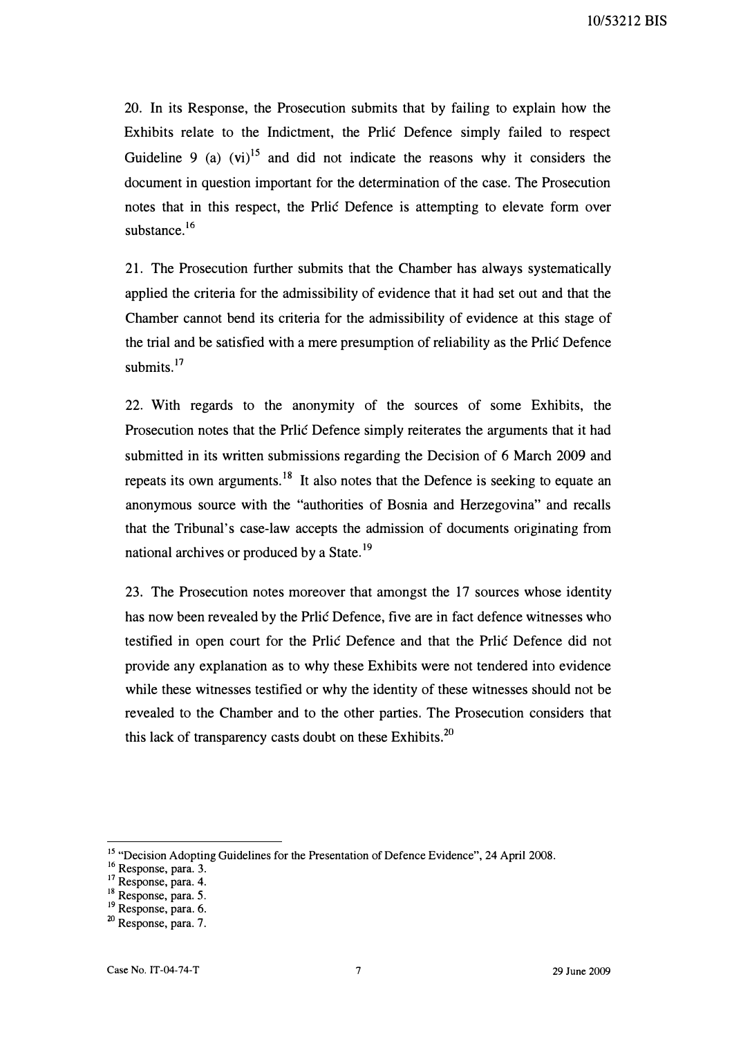20. In its Response, the Prosecution submits that by failing to explain how the Exhibits relate to the Indictment, the Prlić Defence simply failed to respect Guideline 9 (a) (vi)[15] and did not indicate the reasons why it considers the document in question important for the determination of the case. The Prosecution notes that in this respect, the Prlić Defence is attempting to elevate form over substance.[16]

21. The Prosecution further submits that the Chamber has always systematically applied the criteria for the admissibility of evidence that it had set out and that the Chamber cannot bend its criteria for the admissibility of evidence at this stage of the trial and be satisfied with a mere presumption of reliability as the Prlić Defence submits.[17]

22. With regards to the anonymity of the sources of some Exhibits, the Prosecution notes that the Prlić Defence simply reiterates the arguments that it had submitted in its written submissions regarding the Decision of 6 March 2009 and repeats its own arguments.[18] It also notes that the Defence is seeking to equate an anonymous source with the "authorities of Bosnia and Herzegovina" and recalls that the Tribunal's case-law accepts the admission of documents originating from national archives or produced by a State.[19]

23. The Prosecution notes moreover that amongst the 17 sources whose identity has now been revealed by the Prlić Defence, five are in fact defence witnesses who testified in open court for the Prlić Defence and that the Prlić Defence did not provide any explanation as to why these Exhibits were not tendered into evidence while these witnesses testified or why the identity of these witnesses should not be revealed to the Chamber and to the other parties. The Prosecution considers that this lack of transparency casts doubt on these Exhibits.[20]

---

[15] "Decision Adopting Guidelines for the Presentation of Defence Evidence", 24 April 2008.
[16] Response, para. 3.
[17] Response, para. 4.
[18] Response, para. 5.
[19] Response, para. 6.
[20] Response, para. 7.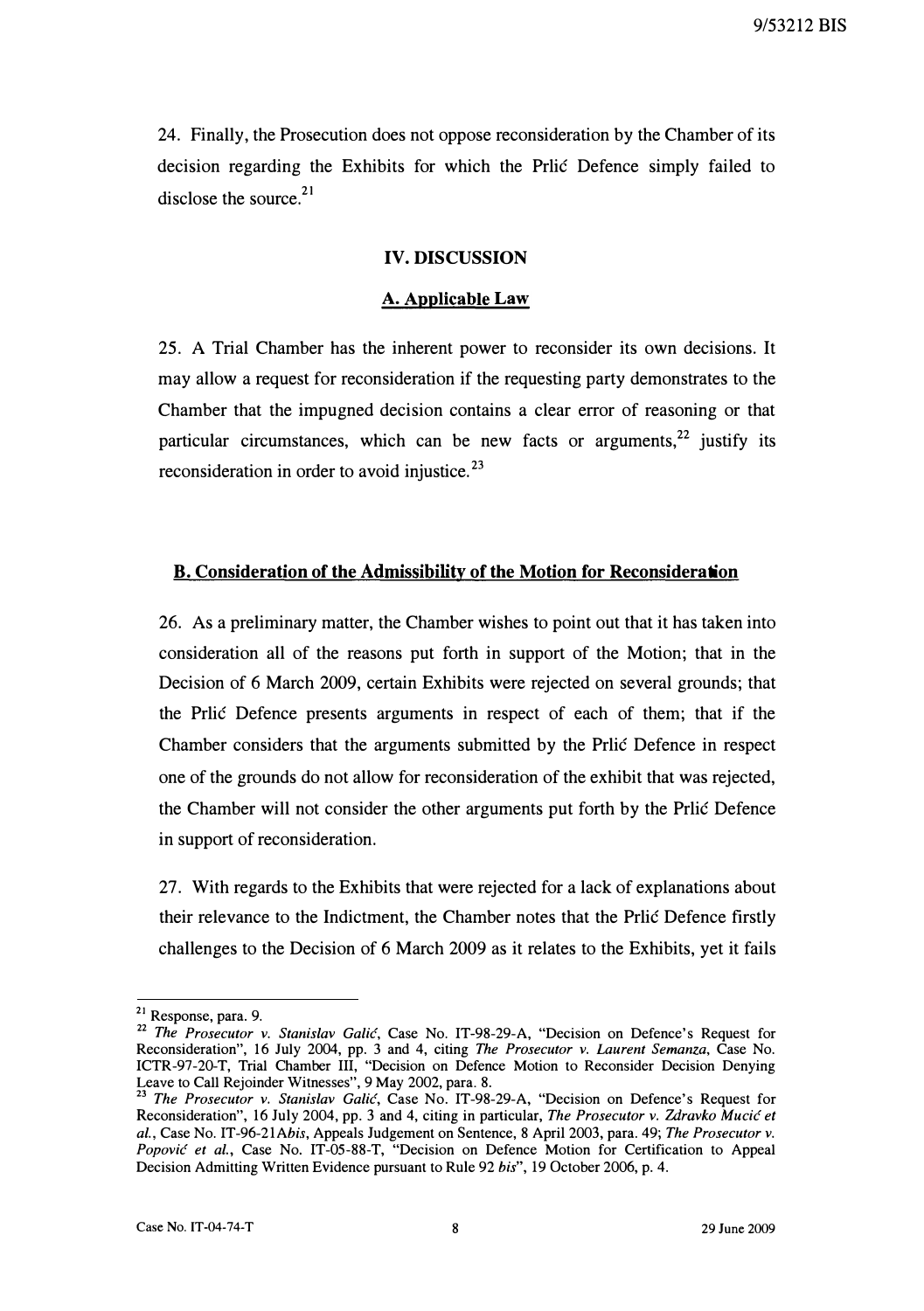24. Finally, the Prosecution does not oppose reconsideration by the Chamber of its decision regarding the Exhibits for which the Prlić Defence simply failed to disclose the source.[21]

## IV. DISCUSSION

### A. Applicable Law

25. A Trial Chamber has the inherent power to reconsider its own decisions. It may allow a request for reconsideration if the requesting party demonstrates to the Chamber that the impugned decision contains a clear error of reasoning or that particular circumstances, which can be new facts or arguments,[22] justify its reconsideration in order to avoid injustice.[23]

### B. Consideration of the Admissibility of the Motion for Reconsideration

26. As a preliminary matter, the Chamber wishes to point out that it has taken into consideration all of the reasons put forth in support of the Motion; that in the Decision of 6 March 2009, certain Exhibits were rejected on several grounds; that the Prlić Defence presents arguments in respect of each of them; that if the Chamber considers that the arguments submitted by the Prlić Defence in respect one of the grounds do not allow for reconsideration of the exhibit that was rejected, the Chamber will not consider the other arguments put forth by the Prlić Defence in support of reconsideration.

27. With regards to the Exhibits that were rejected for a lack of explanations about their relevance to the Indictment, the Chamber notes that the Prlić Defence firstly challenges to the Decision of 6 March 2009 as it relates to the Exhibits, yet it fails

---

[21] Response, para. 9.

[22] *The Prosecutor v. Stanislav Galić*, Case No. IT-98-29-A, "Decision on Defence's Request for Reconsideration", 16 July 2004, pp. 3 and 4, citing *The Prosecutor v. Laurent Semanza*, Case No. ICTR-97-20-T, Trial Chamber III, "Decision on Defence Motion to Reconsider Decision Denying Leave to Call Rejoinder Witnesses", 9 May 2002, para. 8.

[23] *The Prosecutor v. Stanislav Galić*, Case No. IT-98-29-A, "Decision on Defence's Request for Reconsideration", 16 July 2004, pp. 3 and 4, citing in particular, *The Prosecutor v. Zdravko Mucić et al.*, Case No. IT-96-21A*bis*, Appeals Judgement on Sentence, 8 April 2003, para. 49; *The Prosecutor v. Popović et al.*, Case No. IT-05-88-T, "Decision on Defence Motion for Certification to Appeal Decision Admitting Written Evidence pursuant to Rule 92 *bis*", 19 October 2006, p. 4.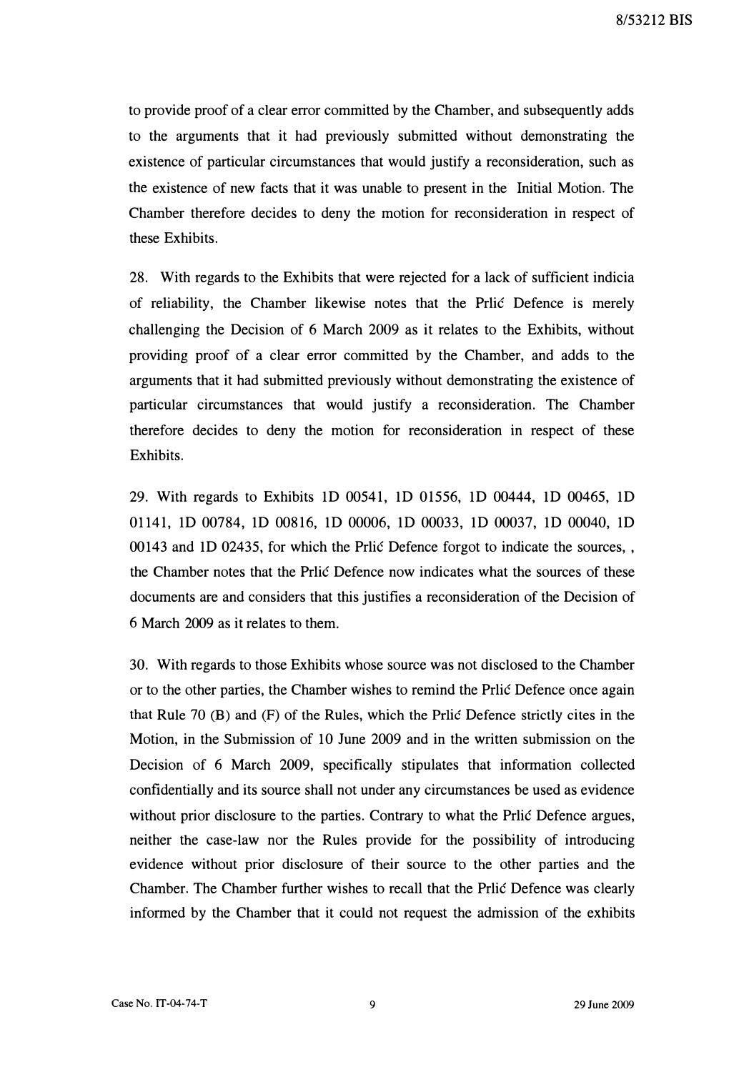to provide proof of a clear error committed by the Chamber, and subsequently adds to the arguments that it had previously submitted without demonstrating the existence of particular circumstances that would justify a reconsideration, such as the existence of new facts that it was unable to present in the Initial Motion. The Chamber therefore decides to deny the motion for reconsideration in respect of these Exhibits.

28. With regards to the Exhibits that were rejected for a lack of sufficient indicia of reliability, the Chamber likewise notes that the Prlić Defence is merely challenging the Decision of 6 March 2009 as it relates to the Exhibits, without providing proof of a clear error committed by the Chamber, and adds to the arguments that it had submitted previously without demonstrating the existence of particular circumstances that would justify a reconsideration. The Chamber therefore decides to deny the motion for reconsideration in respect of these Exhibits.

29. With regards to Exhibits 1D 00541, 1D 01556, 1D 00444, 1D 00465, 1D 01141, 1D 00784, 1D 00816, 1D 00006, 1D 00033, 1D 00037, 1D 00040, 1D 00143 and 1D 02435, for which the Prlić Defence forgot to indicate the sources, , the Chamber notes that the Prlić Defence now indicates what the sources of these documents are and considers that this justifies a reconsideration of the Decision of 6 March 2009 as it relates to them.

30. With regards to those Exhibits whose source was not disclosed to the Chamber or to the other parties, the Chamber wishes to remind the Prlić Defence once again that Rule 70 (B) and (F) of the Rules, which the Prlić Defence strictly cites in the Motion, in the Submission of 10 June 2009 and in the written submission on the Decision of 6 March 2009, specifically stipulates that information collected confidentially and its source shall not under any circumstances be used as evidence without prior disclosure to the parties. Contrary to what the Prlić Defence argues, neither the case-law nor the Rules provide for the possibility of introducing evidence without prior disclosure of their source to the other parties and the Chamber. The Chamber further wishes to recall that the Prlić Defence was clearly informed by the Chamber that it could not request the admission of the exhibits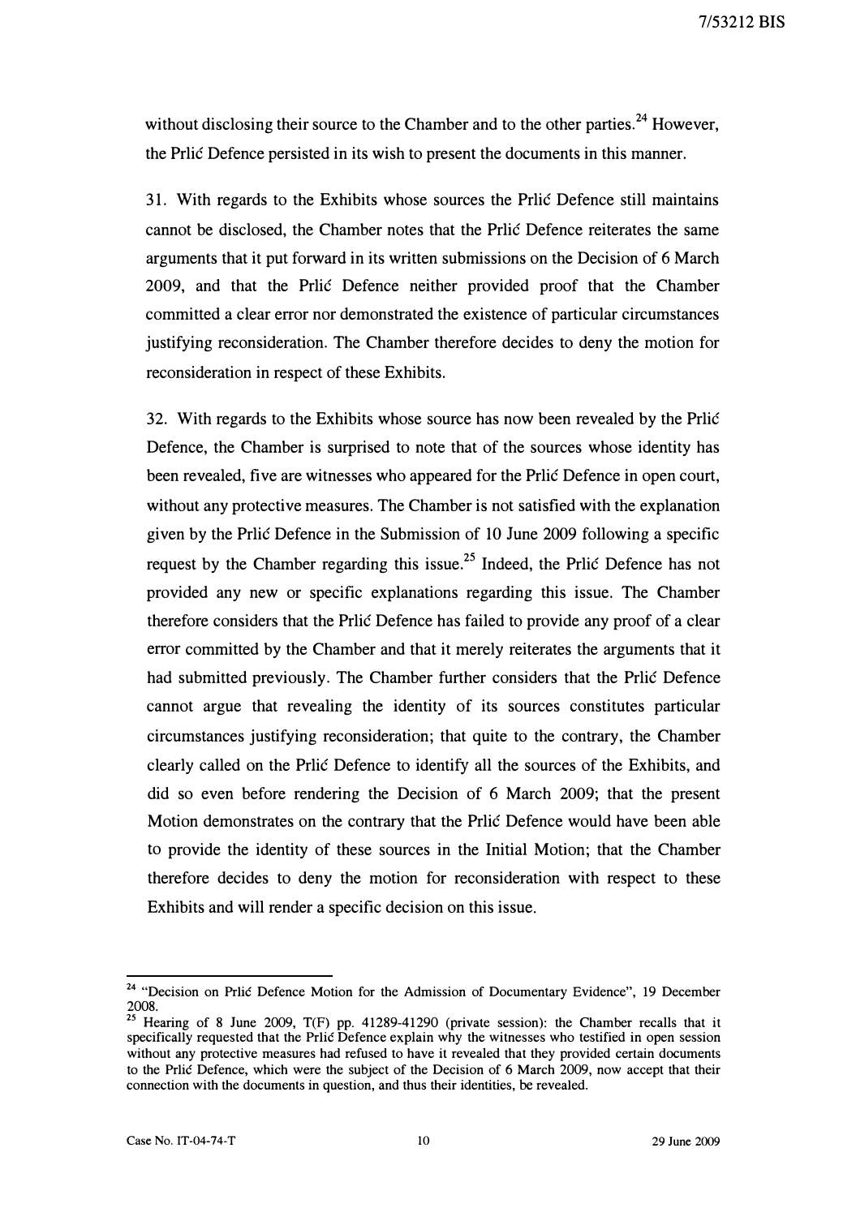without disclosing their source to the Chamber and to the other parties.[24] However, the Prlić Defence persisted in its wish to present the documents in this manner.

31. With regards to the Exhibits whose sources the Prlić Defence still maintains cannot be disclosed, the Chamber notes that the Prlić Defence reiterates the same arguments that it put forward in its written submissions on the Decision of 6 March 2009, and that the Prlić Defence neither provided proof that the Chamber committed a clear error nor demonstrated the existence of particular circumstances justifying reconsideration. The Chamber therefore decides to deny the motion for reconsideration in respect of these Exhibits.

32. With regards to the Exhibits whose source has now been revealed by the Prlić Defence, the Chamber is surprised to note that of the sources whose identity has been revealed, five are witnesses who appeared for the Prlić Defence in open court, without any protective measures. The Chamber is not satisfied with the explanation given by the Prlić Defence in the Submission of 10 June 2009 following a specific request by the Chamber regarding this issue.[25] Indeed, the Prlić Defence has not provided any new or specific explanations regarding this issue. The Chamber therefore considers that the Prlić Defence has failed to provide any proof of a clear error committed by the Chamber and that it merely reiterates the arguments that it had submitted previously. The Chamber further considers that the Prlić Defence cannot argue that revealing the identity of its sources constitutes particular circumstances justifying reconsideration; that quite to the contrary, the Chamber clearly called on the Prlić Defence to identify all the sources of the Exhibits, and did so even before rendering the Decision of 6 March 2009; that the present Motion demonstrates on the contrary that the Prlić Defence would have been able to provide the identity of these sources in the Initial Motion; that the Chamber therefore decides to deny the motion for reconsideration with respect to these Exhibits and will render a specific decision on this issue.

---

[24] "Decision on Prlić Defence Motion for the Admission of Documentary Evidence", 19 December 2008.

[25] Hearing of 8 June 2009, T(F) pp. 41289-41290 (private session): the Chamber recalls that it specifically requested that the Prlić Defence explain why the witnesses who testified in open session without any protective measures had refused to have it revealed that they provided certain documents to the Prlić Defence, which were the subject of the Decision of 6 March 2009, now accept that their connection with the documents in question, and thus their identities, be revealed.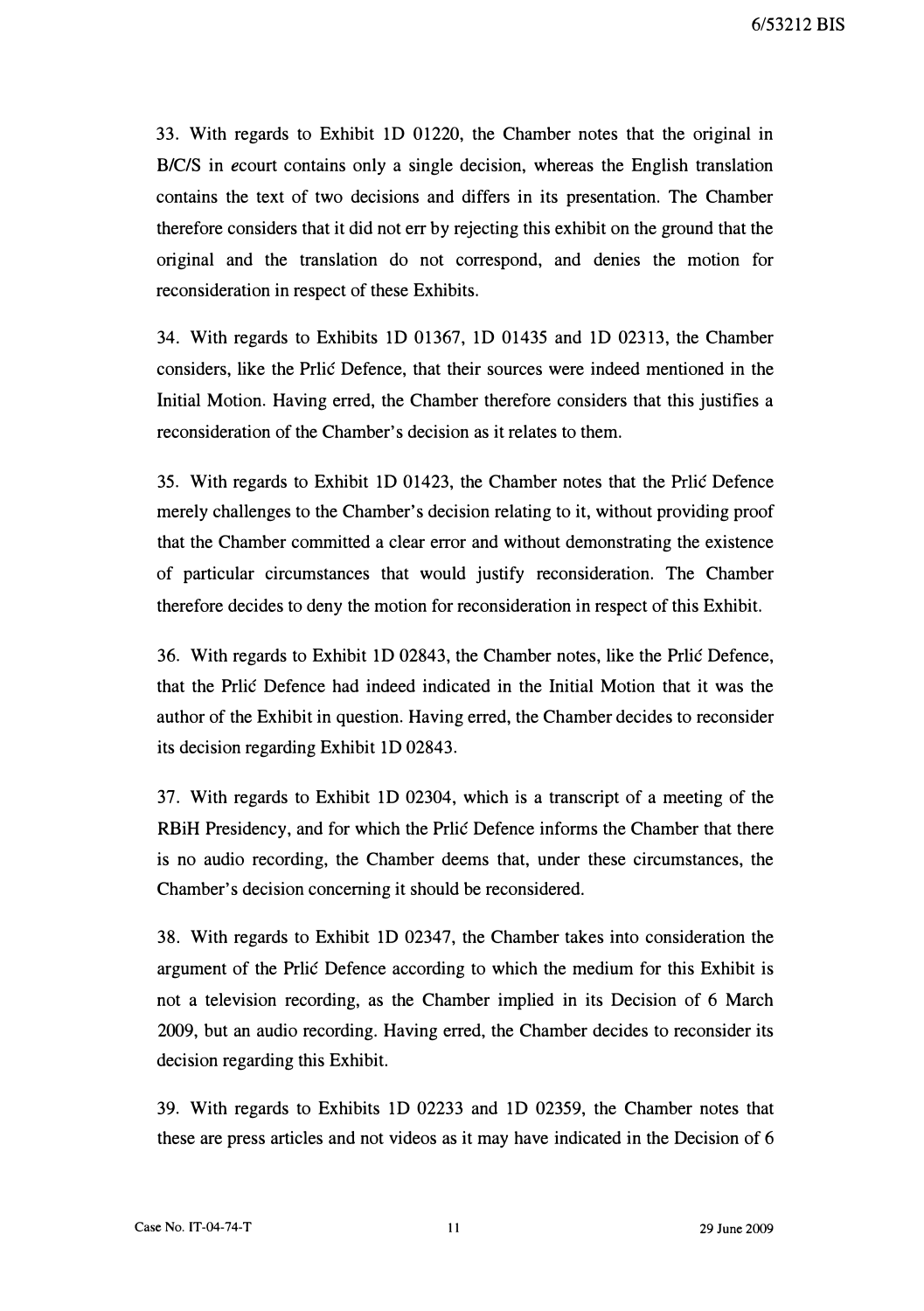33. With regards to Exhibit 1D 01220, the Chamber notes that the original in B/C/S in *e*court contains only a single decision, whereas the English translation contains the text of two decisions and differs in its presentation. The Chamber therefore considers that it did not err by rejecting this exhibit on the ground that the original and the translation do not correspond, and denies the motion for reconsideration in respect of these Exhibits.

34. With regards to Exhibits 1D 01367, 1D 01435 and 1D 02313, the Chamber considers, like the Prlić Defence, that their sources were indeed mentioned in the Initial Motion. Having erred, the Chamber therefore considers that this justifies a reconsideration of the Chamber's decision as it relates to them.

35. With regards to Exhibit 1D 01423, the Chamber notes that the Prlić Defence merely challenges to the Chamber's decision relating to it, without providing proof that the Chamber committed a clear error and without demonstrating the existence of particular circumstances that would justify reconsideration. The Chamber therefore decides to deny the motion for reconsideration in respect of this Exhibit.

36. With regards to Exhibit 1D 02843, the Chamber notes, like the Prlić Defence, that the Prlić Defence had indeed indicated in the Initial Motion that it was the author of the Exhibit in question. Having erred, the Chamber decides to reconsider its decision regarding Exhibit 1D 02843.

37. With regards to Exhibit 1D 02304, which is a transcript of a meeting of the RBiH Presidency, and for which the Prlić Defence informs the Chamber that there is no audio recording, the Chamber deems that, under these circumstances, the Chamber's decision concerning it should be reconsidered.

38. With regards to Exhibit 1D 02347, the Chamber takes into consideration the argument of the Prlić Defence according to which the medium for this Exhibit is not a television recording, as the Chamber implied in its Decision of 6 March 2009, but an audio recording. Having erred, the Chamber decides to reconsider its decision regarding this Exhibit.

39. With regards to Exhibits 1D 02233 and 1D 02359, the Chamber notes that these are press articles and not videos as it may have indicated in the Decision of 6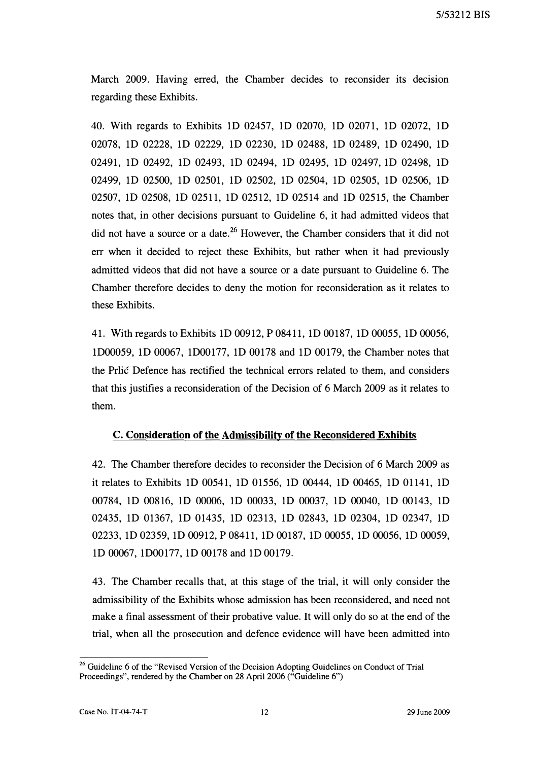March 2009. Having erred, the Chamber decides to reconsider its decision regarding these Exhibits.

40. With regards to Exhibits 1D 02457, 1D 02070, 1D 02071, 1D 02072, 1D 02078, 1D 02228, 1D 02229, 1D 02230, 1D 02488, 1D 02489, 1D 02490, 1D 02491, 1D 02492, 1D 02493, 1D 02494, 1D 02495, 1D 02497, 1D 02498, 1D 02499, 1D 02500, 1D 02501, 1D 02502, 1D 02504, 1D 02505, 1D 02506, 1D 02507, 1D 02508, 1D 02511, 1D 02512, 1D 02514 and 1D 02515, the Chamber notes that, in other decisions pursuant to Guideline 6, it had admitted videos that did not have a source or a date.[26] However, the Chamber considers that it did not err when it decided to reject these Exhibits, but rather when it had previously admitted videos that did not have a source or a date pursuant to Guideline 6. The Chamber therefore decides to deny the motion for reconsideration as it relates to these Exhibits.

41. With regards to Exhibits 1D 00912, P 08411, 1D 00187, 1D 00055, 1D 00056, 1D00059, 1D 00067, 1D00177, 1D 00178 and 1D 00179, the Chamber notes that the Prlić Defence has rectified the technical errors related to them, and considers that this justifies a reconsideration of the Decision of 6 March 2009 as it relates to them.

## C. Consideration of the Admissibility of the Reconsidered Exhibits

42. The Chamber therefore decides to reconsider the Decision of 6 March 2009 as it relates to Exhibits 1D 00541, 1D 01556, 1D 00444, 1D 00465, 1D 01141, 1D 00784, 1D 00816, 1D 00006, 1D 00033, 1D 00037, 1D 00040, 1D 00143, 1D 02435, 1D 01367, 1D 01435, 1D 02313, 1D 02843, 1D 02304, 1D 02347, 1D 02233, 1D 02359, 1D 00912, P 08411, 1D 00187, 1D 00055, 1D 00056, 1D 00059, 1D 00067, 1D00177, 1D 00178 and 1D 00179.

43. The Chamber recalls that, at this stage of the trial, it will only consider the admissibility of the Exhibits whose admission has been reconsidered, and need not make a final assessment of their probative value. It will only do so at the end of the trial, when all the prosecution and defence evidence will have been admitted into

---

[26] Guideline 6 of the "Revised Version of the Decision Adopting Guidelines on Conduct of Trial Proceedings", rendered by the Chamber on 28 April 2006 ("Guideline 6")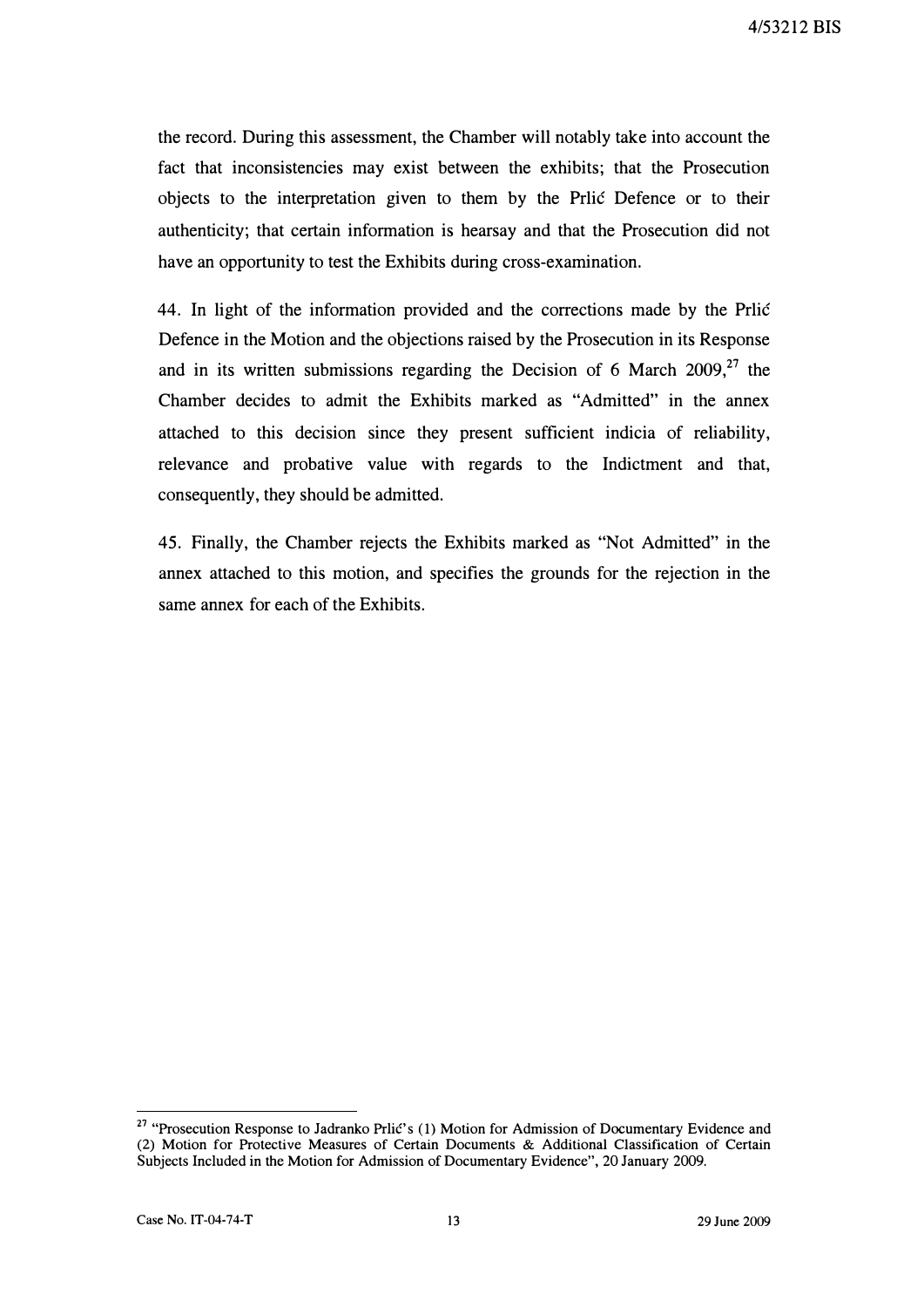the record. During this assessment, the Chamber will notably take into account the fact that inconsistencies may exist between the exhibits; that the Prosecution objects to the interpretation given to them by the Prlić Defence or to their authenticity; that certain information is hearsay and that the Prosecution did not have an opportunity to test the Exhibits during cross-examination.

44. In light of the information provided and the corrections made by the Prlić Defence in the Motion and the objections raised by the Prosecution in its Response and in its written submissions regarding the Decision of 6 March 2009,[27] the Chamber decides to admit the Exhibits marked as "Admitted" in the annex attached to this decision since they present sufficient indicia of reliability, relevance and probative value with regards to the Indictment and that, consequently, they should be admitted.

45. Finally, the Chamber rejects the Exhibits marked as "Not Admitted" in the annex attached to this motion, and specifies the grounds for the rejection in the same annex for each of the Exhibits.

---

[27] "Prosecution Response to Jadranko Prlić's (1) Motion for Admission of Documentary Evidence and (2) Motion for Protective Measures of Certain Documents & Additional Classification of Certain Subjects Included in the Motion for Admission of Documentary Evidence", 20 January 2009.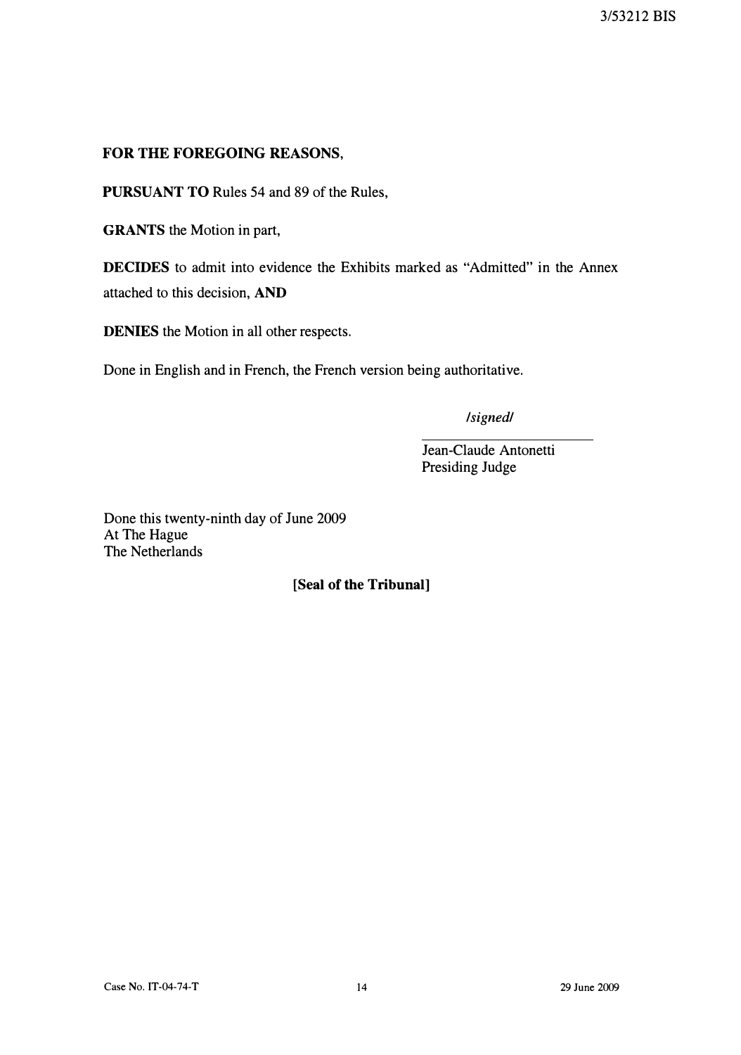**FOR THE FOREGOING REASONS,**

**PURSUANT TO** Rules 54 and 89 of the Rules,

**GRANTS** the Motion in part,

**DECIDES** to admit into evidence the Exhibits marked as "Admitted" in the Annex attached to this decision, **AND**

**DENIES** the Motion in all other respects.

Done in English and in French, the French version being authoritative.

*/signed/*

Jean-Claude Antonetti
Presiding Judge

Done this twenty-ninth day of June 2009
At The Hague
The Netherlands

**[Seal of the Tribunal]**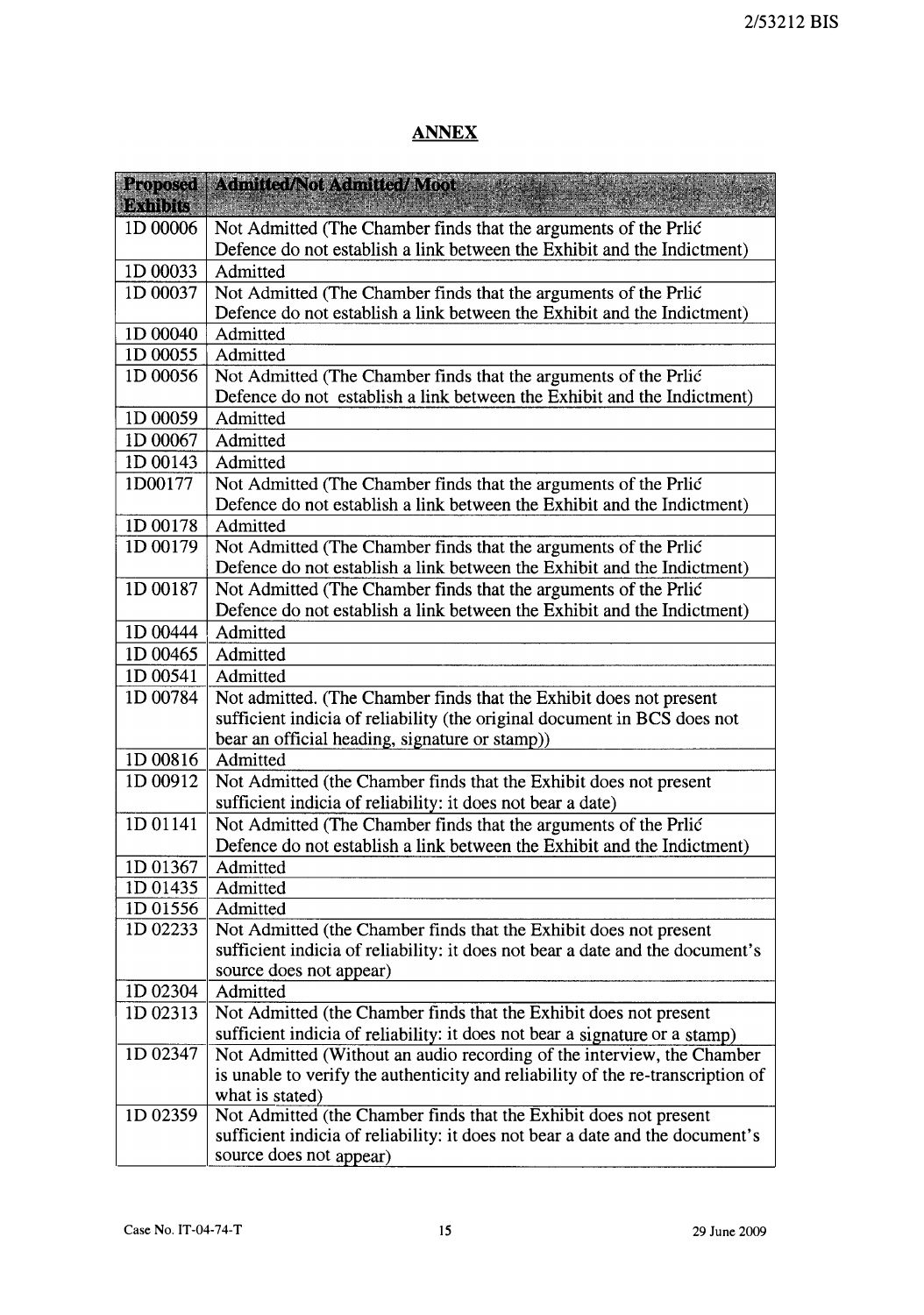## ANNEX

| Proposed Exhibits | Admitted/Not Admitted/ Moot |
|---|---|
| 1D 00006 | Not Admitted (The Chamber finds that the arguments of the Prlić Defence do not establish a link between the Exhibit and the Indictment) |
| 1D 00033 | Admitted |
| 1D 00037 | Not Admitted (The Chamber finds that the arguments of the Prlić Defence do not establish a link between the Exhibit and the Indictment) |
| 1D 00040 | Admitted |
| 1D 00055 | Admitted |
| 1D 00056 | Not Admitted (The Chamber finds that the arguments of the Prlić Defence do not establish a link between the Exhibit and the Indictment) |
| 1D 00059 | Admitted |
| 1D 00067 | Admitted |
| 1D 00143 | Admitted |
| 1D00177 | Not Admitted (The Chamber finds that the arguments of the Prlić Defence do not establish a link between the Exhibit and the Indictment) |
| 1D 00178 | Admitted |
| 1D 00179 | Not Admitted (The Chamber finds that the arguments of the Prlić Defence do not establish a link between the Exhibit and the Indictment) |
| 1D 00187 | Not Admitted (The Chamber finds that the arguments of the Prlić Defence do not establish a link between the Exhibit and the Indictment) |
| 1D 00444 | Admitted |
| 1D 00465 | Admitted |
| 1D 00541 | Admitted |
| 1D 00784 | Not admitted. (The Chamber finds that the Exhibit does not present sufficient indicia of reliability (the original document in BCS does not bear an official heading, signature or stamp)) |
| 1D 00816 | Admitted |
| 1D 00912 | Not Admitted (the Chamber finds that the Exhibit does not present sufficient indicia of reliability: it does not bear a date) |
| 1D 01141 | Not Admitted (The Chamber finds that the arguments of the Prlić Defence do not establish a link between the Exhibit and the Indictment) |
| 1D 01367 | Admitted |
| 1D 01435 | Admitted |
| 1D 01556 | Admitted |
| 1D 02233 | Not Admitted (the Chamber finds that the Exhibit does not present sufficient indicia of reliability: it does not bear a date and the document's source does not appear) |
| 1D 02304 | Admitted |
| 1D 02313 | Not Admitted (the Chamber finds that the Exhibit does not present sufficient indicia of reliability: it does not bear a signature or a stamp) |
| 1D 02347 | Not Admitted (Without an audio recording of the interview, the Chamber is unable to verify the authenticity and reliability of the re-transcription of what is stated) |
| 1D 02359 | Not Admitted (the Chamber finds that the Exhibit does not present sufficient indicia of reliability: it does not bear a date and the document's source does not appear) |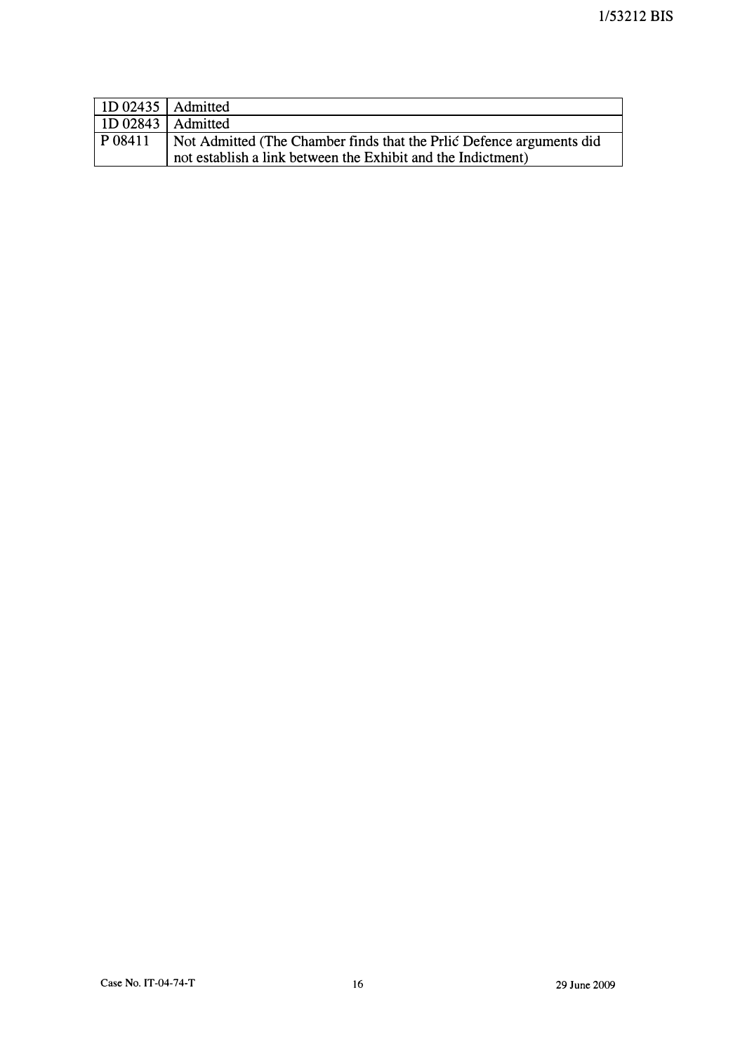| | |
|---|---|
| 1D 02435 | Admitted |
| 1D 02843 | Admitted |
| P 08411 | Not Admitted (The Chamber finds that the Prlić Defence arguments did not establish a link between the Exhibit and the Indictment) |